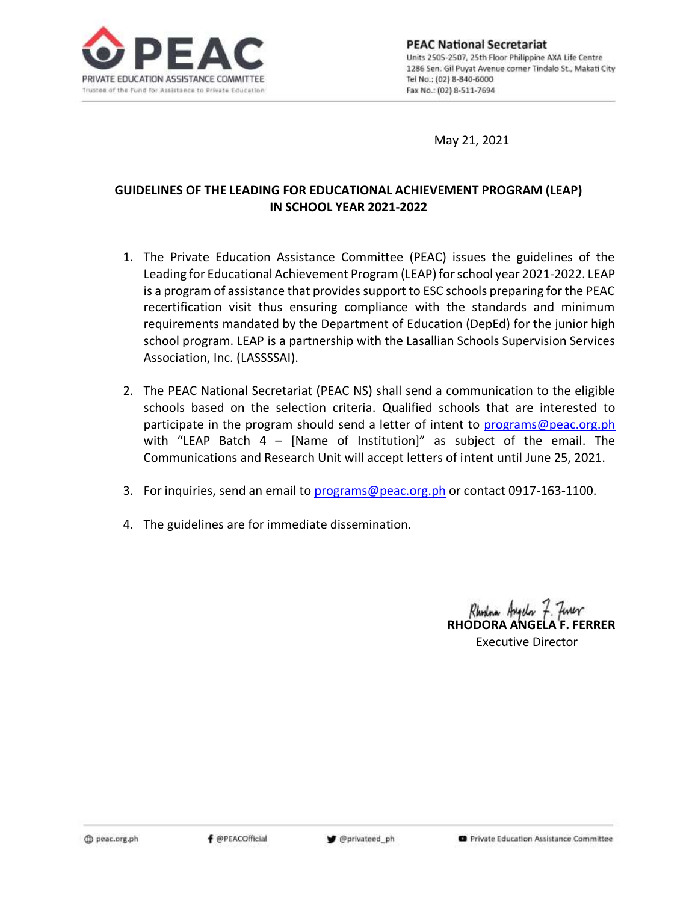**PEAC**
PRIVATE EDUCATION ASSISTANCE COMMITTEE
Trustee of the Fund for Assistance to Private Education

**PEAC National Secretariat**
Units 2505-2507, 25th Floor Philippine AXA Life Centre
1286 Sen. Gil Puyat Avenue corner Tindalo St., Makati City
Tel No.: (02) 8-840-6000
Fax No.: (02) 8-511-7694

May 21, 2021

**GUIDELINES OF THE LEADING FOR EDUCATIONAL ACHIEVEMENT PROGRAM (LEAP) IN SCHOOL YEAR 2021-2022**

1. The Private Education Assistance Committee (PEAC) issues the guidelines of the Leading for Educational Achievement Program (LEAP) for school year 2021-2022. LEAP is a program of assistance that provides support to ESC schools preparing for the PEAC recertification visit thus ensuring compliance with the standards and minimum requirements mandated by the Department of Education (DepEd) for the junior high school program. LEAP is a partnership with the Lasallian Schools Supervision Services Association, Inc. (LASSSSAI).

2. The PEAC National Secretariat (PEAC NS) shall send a communication to the eligible schools based on the selection criteria. Qualified schools that are interested to participate in the program should send a letter of intent to programs@peac.org.ph with "LEAP Batch 4 – [Name of Institution]" as subject of the email. The Communications and Research Unit will accept letters of intent until June 25, 2021.

3. For inquiries, send an email to programs@peac.org.ph or contact 0917-163-1100.

4. The guidelines are for immediate dissemination.

**RHODORA ANGELA F. FERRER**
Executive Director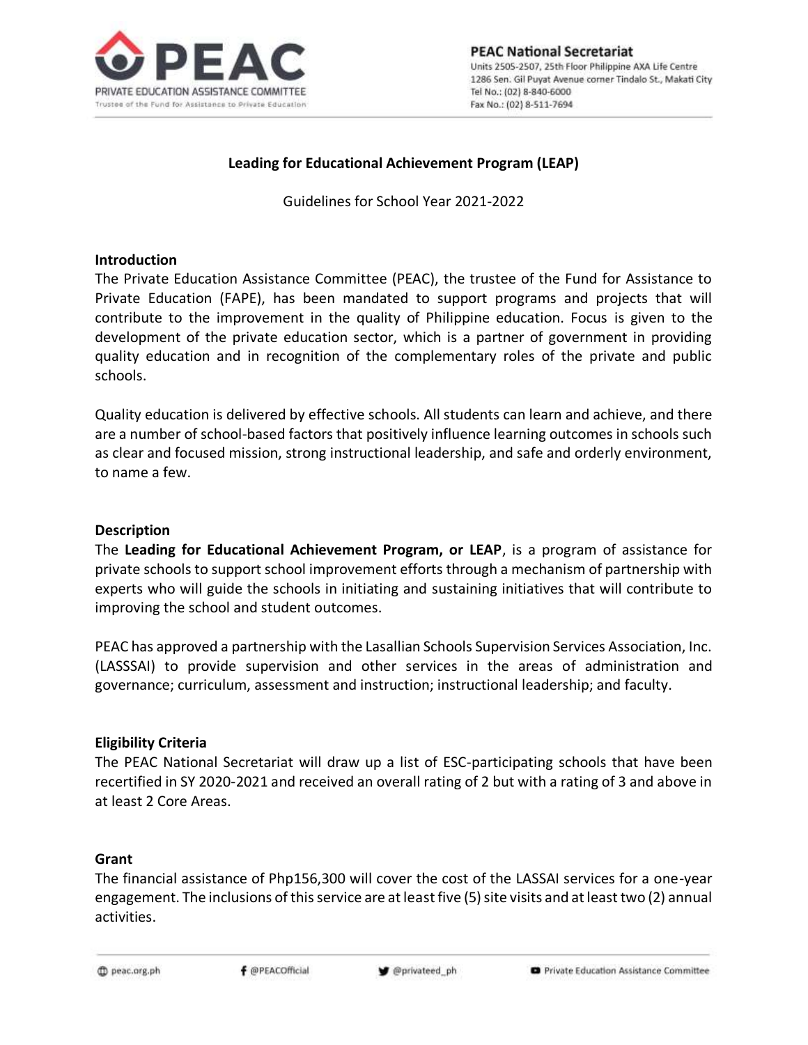**Leading for Educational Achievement Program (LEAP)**

Guidelines for School Year 2021-2022

## Introduction

The Private Education Assistance Committee (PEAC), the trustee of the Fund for Assistance to Private Education (FAPE), has been mandated to support programs and projects that will contribute to the improvement in the quality of Philippine education. Focus is given to the development of the private education sector, which is a partner of government in providing quality education and in recognition of the complementary roles of the private and public schools.

Quality education is delivered by effective schools. All students can learn and achieve, and there are a number of school-based factors that positively influence learning outcomes in schools such as clear and focused mission, strong instructional leadership, and safe and orderly environment, to name a few.

## Description

The **Leading for Educational Achievement Program, or LEAP**, is a program of assistance for private schools to support school improvement efforts through a mechanism of partnership with experts who will guide the schools in initiating and sustaining initiatives that will contribute to improving the school and student outcomes.

PEAC has approved a partnership with the Lasallian Schools Supervision Services Association, Inc. (LASSSAI) to provide supervision and other services in the areas of administration and governance; curriculum, assessment and instruction; instructional leadership; and faculty.

## Eligibility Criteria

The PEAC National Secretariat will draw up a list of ESC-participating schools that have been recertified in SY 2020-2021 and received an overall rating of 2 but with a rating of 3 and above in at least 2 Core Areas.

## Grant

The financial assistance of Php156,300 will cover the cost of the LASSAI services for a one-year engagement. The inclusions of this service are at least five (5) site visits and at least two (2) annual activities.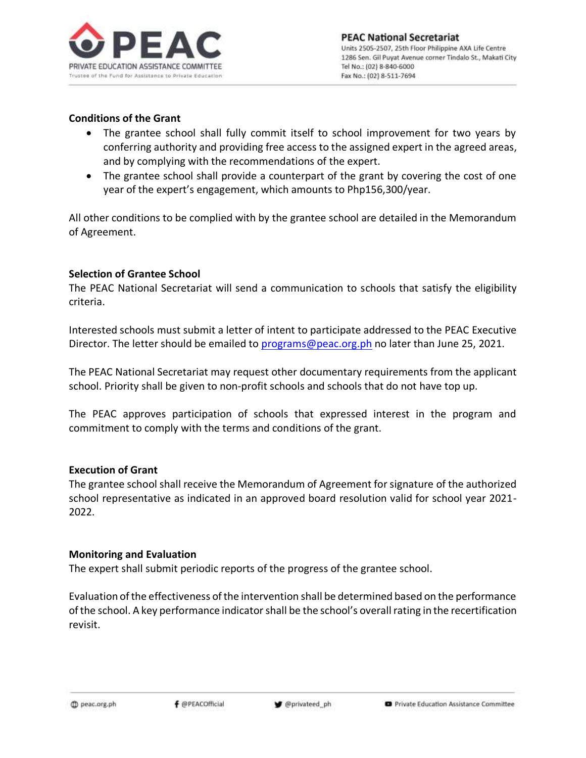**Conditions of the Grant**

- The grantee school shall fully commit itself to school improvement for two years by conferring authority and providing free access to the assigned expert in the agreed areas, and by complying with the recommendations of the expert.
- The grantee school shall provide a counterpart of the grant by covering the cost of one year of the expert's engagement, which amounts to Php156,300/year.

All other conditions to be complied with by the grantee school are detailed in the Memorandum of Agreement.

**Selection of Grantee School**

The PEAC National Secretariat will send a communication to schools that satisfy the eligibility criteria.

Interested schools must submit a letter of intent to participate addressed to the PEAC Executive Director. The letter should be emailed to programs@peac.org.ph no later than June 25, 2021.

The PEAC National Secretariat may request other documentary requirements from the applicant school. Priority shall be given to non-profit schools and schools that do not have top up.

The PEAC approves participation of schools that expressed interest in the program and commitment to comply with the terms and conditions of the grant.

**Execution of Grant**

The grantee school shall receive the Memorandum of Agreement for signature of the authorized school representative as indicated in an approved board resolution valid for school year 2021-2022.

**Monitoring and Evaluation**

The expert shall submit periodic reports of the progress of the grantee school.

Evaluation of the effectiveness of the intervention shall be determined based on the performance of the school. A key performance indicator shall be the school's overall rating in the recertification revisit.